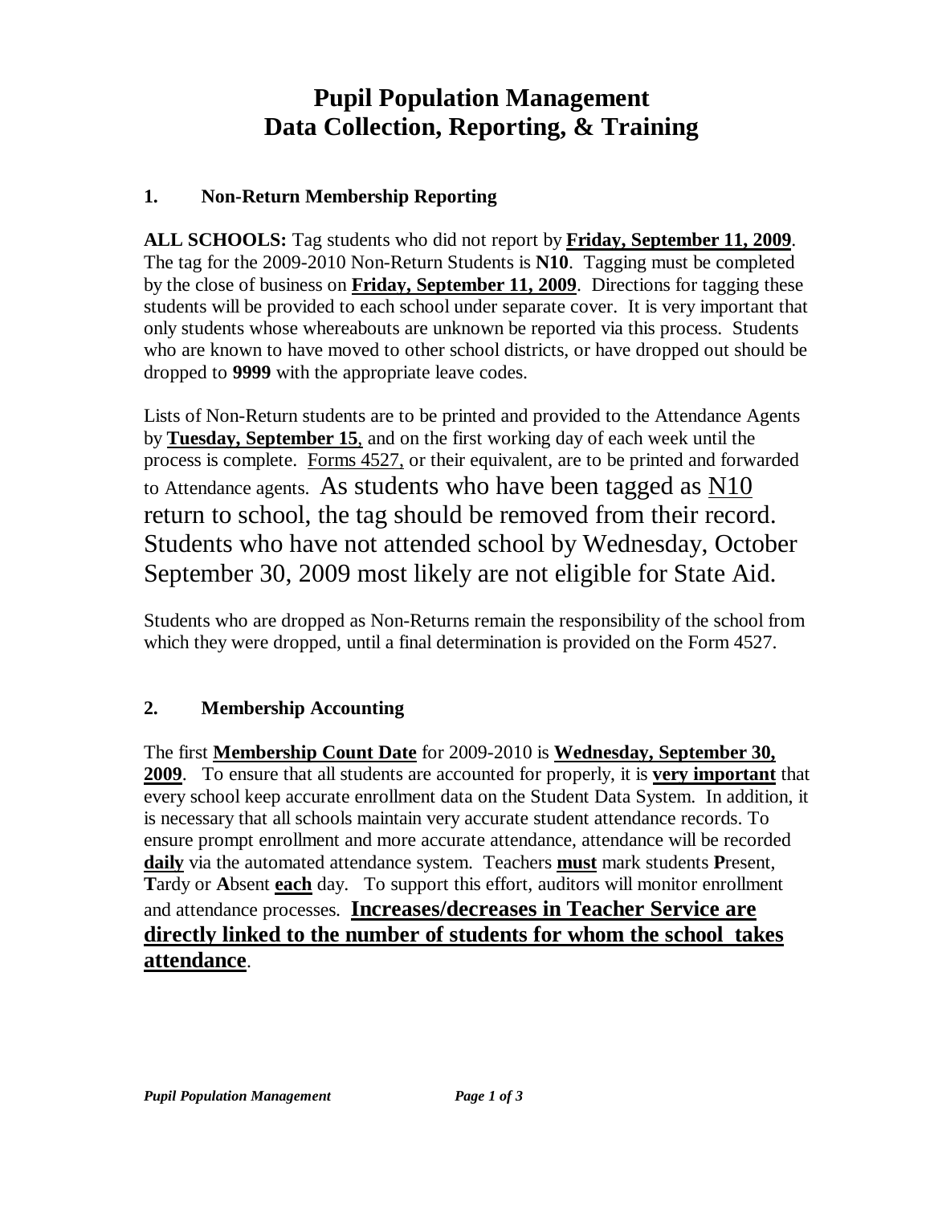# Pupil Population Management
# Data Collection, Reporting, & Training

## 1. Non-Return Membership Reporting

**ALL SCHOOLS:** Tag students who did not report by **<u>Friday, September 11, 2009</u>**. The tag for the 2009-2010 Non-Return Students is **N10**. Tagging must be completed by the close of business on **<u>Friday, September 11, 2009</u>**. Directions for tagging these students will be provided to each school under separate cover. It is very important that only students whose whereabouts are unknown be reported via this process. Students who are known to have moved to other school districts, or have dropped out should be dropped to **9999** with the appropriate leave codes.

Lists of Non-Return students are to be printed and provided to the Attendance Agents by **<u>Tuesday, September 15</u>**, and on the first working day of each week until the process is complete. <u>Forms 4527,</u> or their equivalent, are to be printed and forwarded to Attendance agents. As students who have been tagged as <u>N10</u> return to school, the tag should be removed from their record. Students who have not attended school by Wednesday, October September 30, 2009 most likely are not eligible for State Aid.

Students who are dropped as Non-Returns remain the responsibility of the school from which they were dropped, until a final determination is provided on the Form 4527.

## 2. Membership Accounting

The first **<u>Membership Count Date</u>** for 2009-2010 is **<u>Wednesday, September 30, 2009</u>**. To ensure that all students are accounted for properly, it is **<u>very important</u>** that every school keep accurate enrollment data on the Student Data System. In addition, it is necessary that all schools maintain very accurate student attendance records. To ensure prompt enrollment and more accurate attendance, attendance will be recorded **<u>daily</u>** via the automated attendance system. Teachers **<u>must</u>** mark students **P**resent, **T**ardy or **A**bsent **<u>each</u>** day. To support this effort, auditors will monitor enrollment and attendance processes. **<u>Increases/decreases in Teacher Service are directly linked to the number of students for whom the school takes attendance</u>**.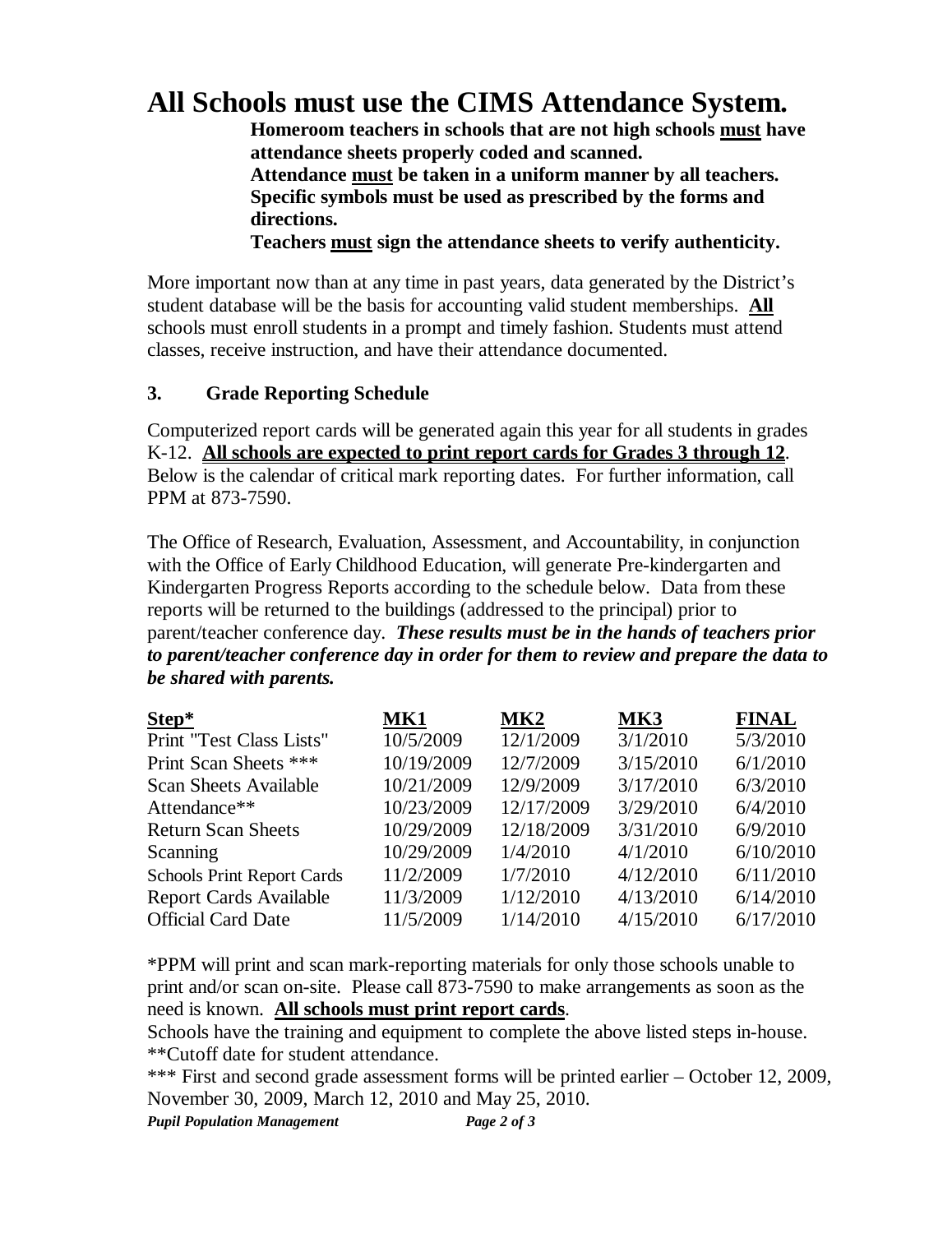# All Schools must use the CIMS Attendance System.

**Homeroom teachers in schools that are not high schools <u>must</u> have attendance sheets properly coded and scanned.**
**Attendance <u>must</u> be taken in a uniform manner by all teachers. Specific symbols must be used as prescribed by the forms and directions.**
**Teachers <u>must</u> sign the attendance sheets to verify authenticity.**

More important now than at any time in past years, data generated by the District's student database will be the basis for accounting valid student memberships. **<u>All</u>** schools must enroll students in a prompt and timely fashion. Students must attend classes, receive instruction, and have their attendance documented.

### 3. Grade Reporting Schedule

Computerized report cards will be generated again this year for all students in grades K-12. **<u>All schools are expected to print report cards for Grades 3 through 12</u>**. Below is the calendar of critical mark reporting dates. For further information, call PPM at 873-7590.

The Office of Research, Evaluation, Assessment, and Accountability, in conjunction with the Office of Early Childhood Education, will generate Pre-kindergarten and Kindergarten Progress Reports according to the schedule below. Data from these reports will be returned to the buildings (addressed to the principal) prior to parent/teacher conference day. ***These results must be in the hands of teachers prior to parent/teacher conference day in order for them to review and prepare the data to be shared with parents.***

| Step* | MK1 | MK2 | MK3 | FINAL |
|---|---|---|---|---|
| Print "Test Class Lists" | 10/5/2009 | 12/1/2009 | 3/1/2010 | 5/3/2010 |
| Print Scan Sheets *** | 10/19/2009 | 12/7/2009 | 3/15/2010 | 6/1/2010 |
| Scan Sheets Available | 10/21/2009 | 12/9/2009 | 3/17/2010 | 6/3/2010 |
| Attendance** | 10/23/2009 | 12/17/2009 | 3/29/2010 | 6/4/2010 |
| Return Scan Sheets | 10/29/2009 | 12/18/2009 | 3/31/2010 | 6/9/2010 |
| Scanning | 10/29/2009 | 1/4/2010 | 4/1/2010 | 6/10/2010 |
| Schools Print Report Cards | 11/2/2009 | 1/7/2010 | 4/12/2010 | 6/11/2010 |
| Report Cards Available | 11/3/2009 | 1/12/2010 | 4/13/2010 | 6/14/2010 |
| Official Card Date | 11/5/2009 | 1/14/2010 | 4/15/2010 | 6/17/2010 |

*PPM will print and scan mark-reporting materials for only those schools unable to print and/or scan on-site. Please call 873-7590 to make arrangements as soon as the need is known. **<u>All schools must print report cards</u>**.
Schools have the training and equipment to complete the above listed steps in-house.
**Cutoff date for student attendance.
*** First and second grade assessment forms will be printed earlier – October 12, 2009, November 30, 2009, March 12, 2010 and May 25, 2010.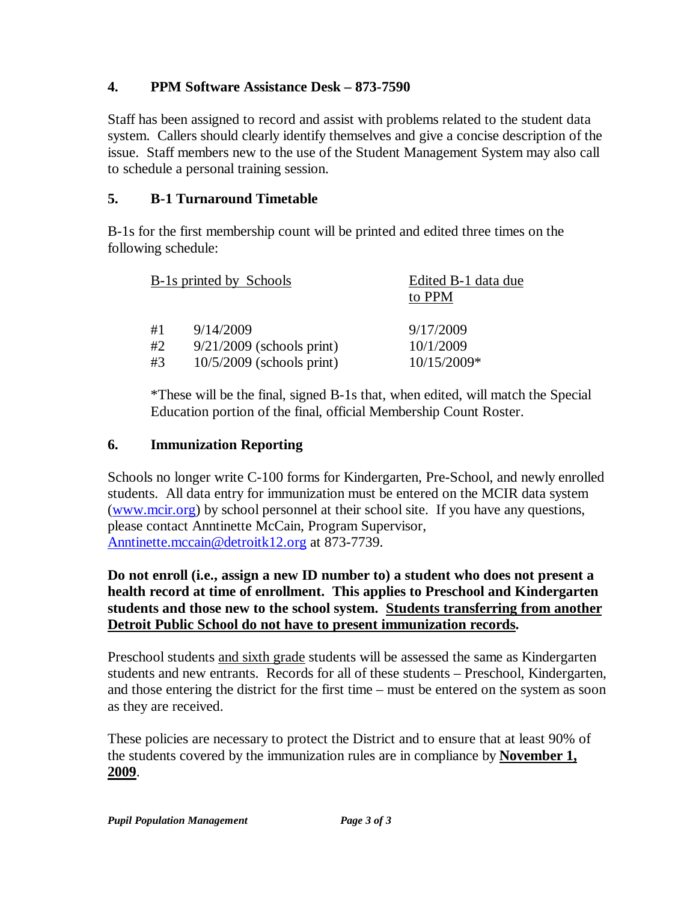## 4. PPM Software Assistance Desk – 873-7590

Staff has been assigned to record and assist with problems related to the student data system. Callers should clearly identify themselves and give a concise description of the issue. Staff members new to the use of the Student Management System may also call to schedule a personal training session.

## 5. B-1 Turnaround Timetable

B-1s for the first membership count will be printed and edited three times on the following schedule:

| | B-1s printed by Schools | Edited B-1 data due to PPM |
|---|---|---|
| #1 | 9/14/2009 | 9/17/2009 |
| #2 | 9/21/2009 (schools print) | 10/1/2009 |
| #3 | 10/5/2009 (schools print) | 10/15/2009* |

*These will be the final, signed B-1s that, when edited, will match the Special Education portion of the final, official Membership Count Roster.

## 6. Immunization Reporting

Schools no longer write C-100 forms for Kindergarten, Pre-School, and newly enrolled students. All data entry for immunization must be entered on the MCIR data system (www.mcir.org) by school personnel at their school site. If you have any questions, please contact Anntinette McCain, Program Supervisor, Anntinette.mccain@detroitk12.org at 873-7739.

**Do not enroll (i.e., assign a new ID number to) a student who does not present a health record at time of enrollment. This applies to Preschool and Kindergarten students and those new to the school system. <u>Students transferring from another Detroit Public School do not have to present immunization records</u>.**

Preschool students <u>and sixth grade</u> students will be assessed the same as Kindergarten students and new entrants. Records for all of these students – Preschool, Kindergarten, and those entering the district for the first time – must be entered on the system as soon as they are received.

These policies are necessary to protect the District and to ensure that at least 90% of the students covered by the immunization rules are in compliance by **<u>November 1, 2009</u>**.